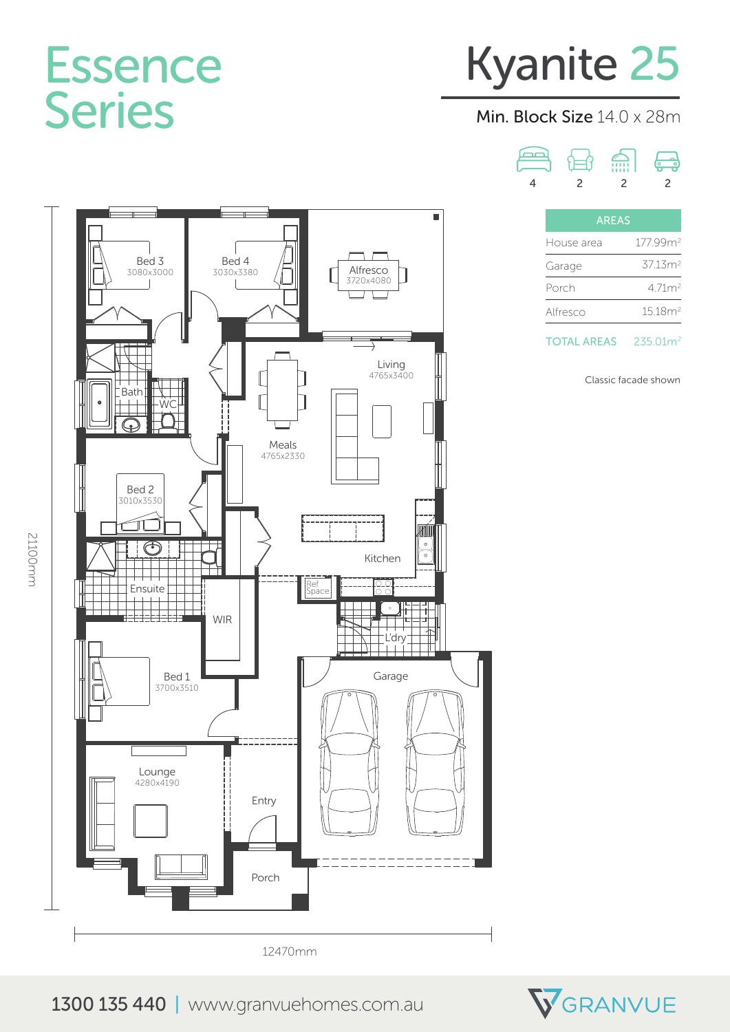# Essence Series

# Kyanite 25

**Min. Block Size** 14.0 x 28m

| Bedrooms | Living | Bathrooms | Garage |
|---|---|---|---|
| 4 | 2 | 2 | 2 |

| AREAS | |
|---|---|
| House area | 177.99m² |
| Garage | 37.13m² |
| Porch | 4.71m² |
| Alfresco | 15.18m² |
| TOTAL AREAS | 235.01m² |

Classic facade shown

Bed 3 3080x3000

Bed 4 3030x3380

Alfresco 3720x4080

Living 4765x3400

Bath

WC

Meals 4765x2330

Bed 2 3010x3530

Kitchen

Ensuite

Ref Space

WIR

L'dry

Garage

Bed 1 3700x3510

Lounge 4280x4190

Entry

Porch

21100mm

12470mm

1300 135 440 | www.granvuehomes.com.au

GRANVUE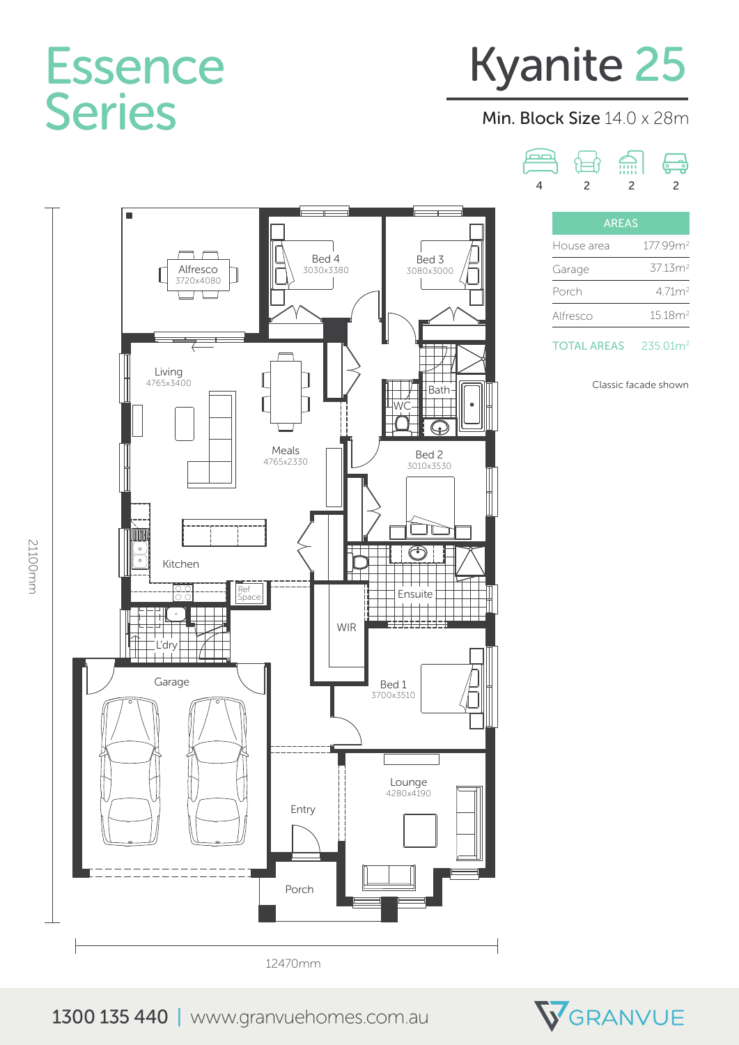# Essence Series

# Kyanite 25

**Min. Block Size** 14.0 x 28m

4 | 2 | 2 | 2

| AREAS | |
|---|---|
| House area | 177.99m² |
| Garage | 37.13m² |
| Porch | 4.71m² |
| Alfresco | 15.18m² |
| TOTAL AREAS | 235.01m² |

Classic facade shown

Alfresco 3720x4080

Bed 4 3030x3380

Bed 3 3080x3000

Living 4765x3400

Meals 4765x2330

WC

Bath

Bed 2 3010x3530

Kitchen

Ref Space

Ensuite

L'dry

WIR

Garage

Bed 1 3700x3510

Lounge 4280x4190

Entry

Porch

21100mm

12470mm

1300 135 440 | www.granvuehomes.com.au

GRANVUE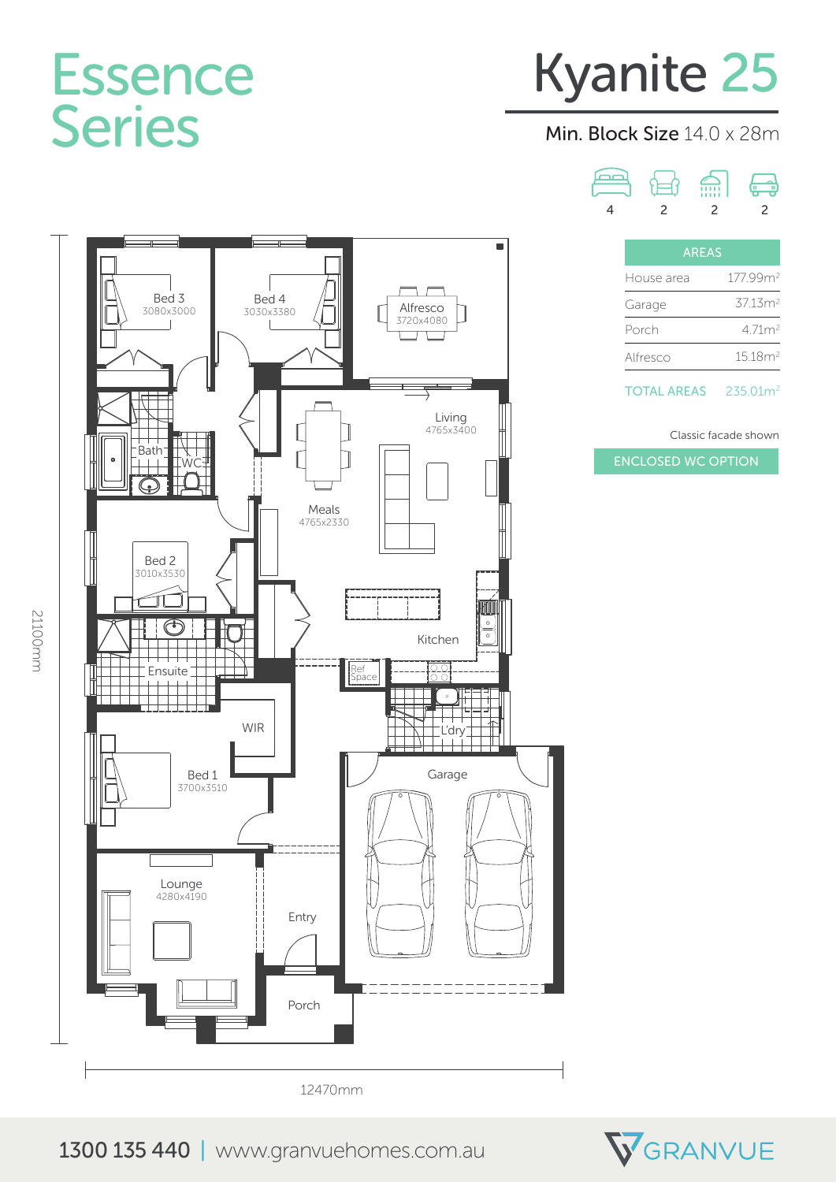# Essence Series

# Kyanite 25

**Min. Block Size** 14.0 x 28m

4 2 2 2

| AREAS | |
|---|---|
| House area | 177.99m² |
| Garage | 37.13m² |
| Porch | 4.71m² |
| Alfresco | 15.18m² |
| TOTAL AREAS | 235.01m² |

Classic facade shown

ENCLOSED WC OPTION

Bed 3
3080x3000

Bed 4
3030x3380

Alfresco
3720x4080

Living
4765x3400

Bath

WC

Meals
4765x2330

Bed 2
3010x3530

Kitchen

Ensuite

Ref Space

L'dry

WIR

Bed 1
3700x3510

Garage

Lounge
4280x4190

Entry

Porch

21100mm

12470mm

1300 135 440 | www.granvuehomes.com.au

GRANVUE